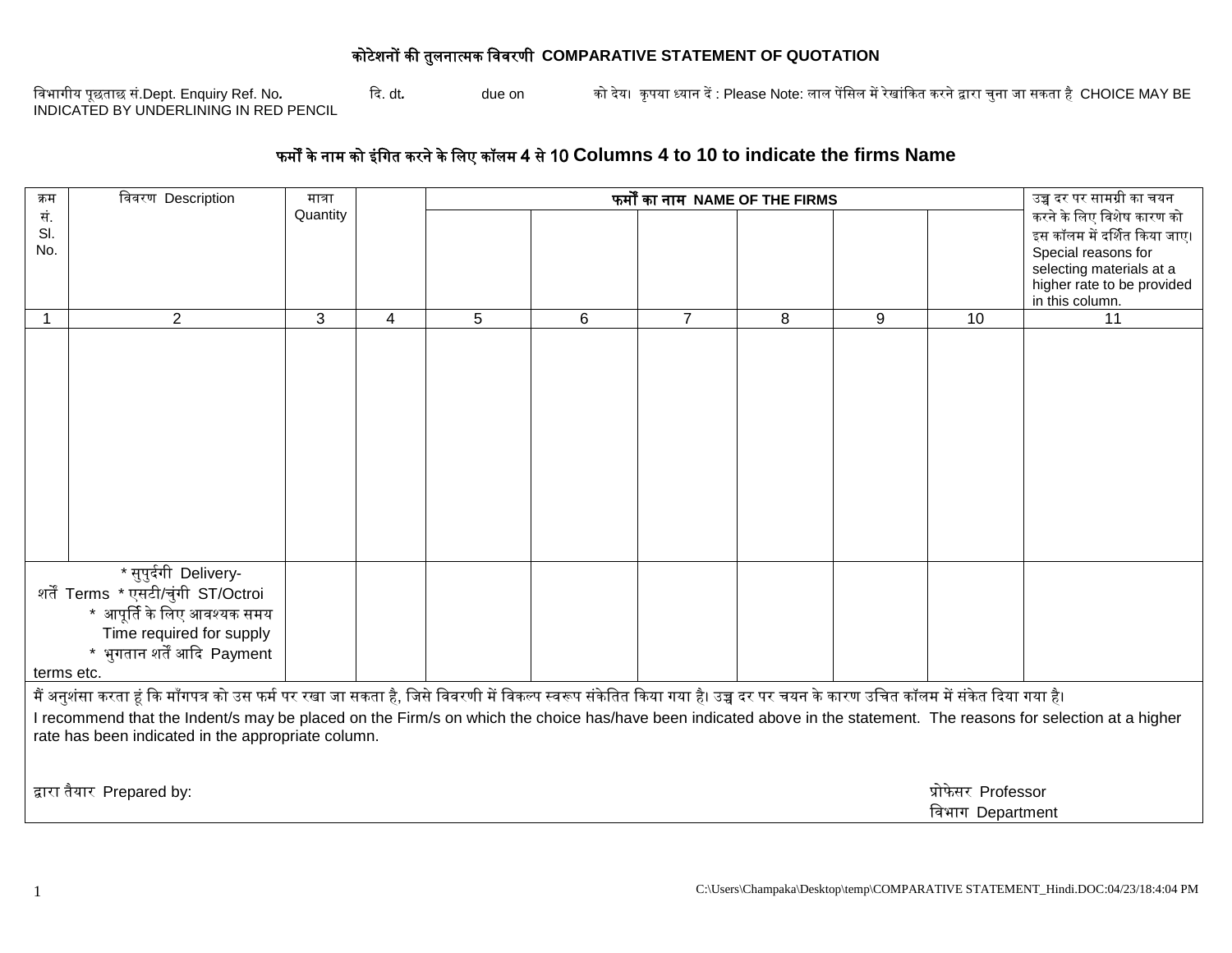# कोटेशनों की तुलनात्मक विवरणी COMPARATIVE STATEMENT OF QUOTATION

विभागीय पूछताछ सं.Dept. Enquiry Ref. No. दि. dt. due on को देय। कृपया ध्यान दें : Please Note: लाल पेंसिल में रेखांकित करने द्वारा चुना जा सकता है CHOICE MAY BE INDICATED BY UNDERLINING IN RED PENCIL

## फर्मों के नाम को इंगित करने के लिए कॉलम 4 से 10 Columns 4 to 10 to indicate the firms Name

| क्रम सं. Sl. No. | विवरण Description | मात्रा Quantity | | फर्मों का नाम NAME OF THE FIRMS | | | | | | उच्च दर पर सामग्री का चयन करने के लिए विशेष कारण को इस कॉलम में दर्शित किया जाए। Special reasons for selecting materials at a higher rate to be provided in this column. |
|---|---|---|---|---|---|---|---|---|---|---|
| 1 | 2 | 3 | 4 | 5 | 6 | 7 | 8 | 9 | 10 | 11 |
| | | | | | | | | | | |
| शर्तें Terms | * सुपुर्दगी Delivery- * एसटी/चुंगी ST/Octroi * आपूर्ति के लिए आवश्यक समय Time required for supply * भुगतान शर्तें आदि Payment terms etc. | | | | | | | | | |

मैं अनुशंसा करता हूं कि माँगपत्र को उस फर्म पर रखा जा सकता है, जिसे विवरणी में विकल्प स्वरूप संकेतित किया गया है। उच्च दर पर चयन के कारण उचित कॉलम में संकेत दिया गया है।

I recommend that the Indent/s may be placed on the Firm/s on which the choice has/have been indicated above in the statement. The reasons for selection at a higher rate has been indicated in the appropriate column.

द्वारा तैयार Prepared by:

प्रोफेसर Professor
विभाग Department

C:\Users\Champaka\Desktop\temp\COMPARATIVE STATEMENT_Hindi.DOC:04/23/18:4:04 PM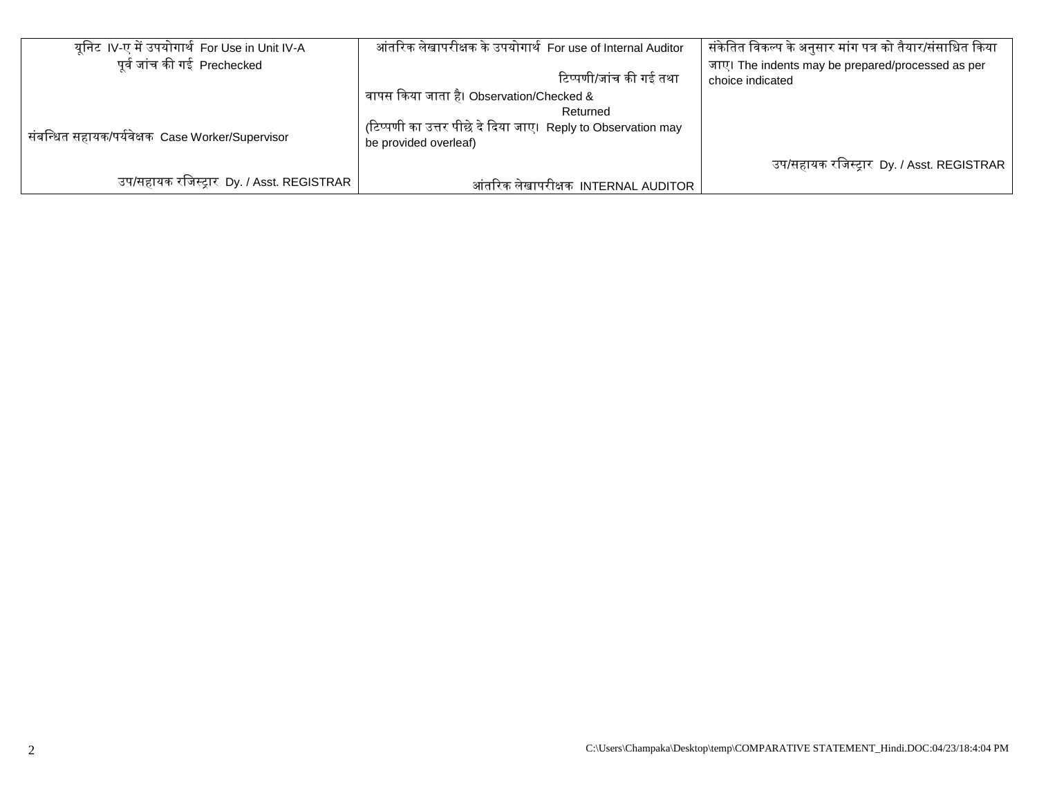| | | |
|---|---|---|
| यूनिट IV-ए में उपयोगार्थ For Use in Unit IV-A<br>पूर्व जांच की गई Prechecked<br><br>संबन्धित सहायक/पर्यवेक्षक Case Worker/Supervisor<br><br>उप/सहायक रजिस्ट्रार Dy. / Asst. REGISTRAR | आंतरिक लेखापरीक्षक के उपयोगार्थ For use of Internal Auditor<br><br>टिप्पणी/जांच की गई तथा वापस किया जाता है। Observation/Checked & Returned<br>(टिप्पणी का उत्तर पीछे दे दिया जाए। Reply to Observation may be provided overleaf)<br><br>आंतरिक लेखापरीक्षक INTERNAL AUDITOR | संकेतित विकल्प के अनुसार मांग पत्र को तैयार/संसाधित किया जाए। The indents may be prepared/processed as per choice indicated<br><br>उप/सहायक रजिस्ट्रार Dy. / Asst. REGISTRAR |

C:\Users\Champaka\Desktop\temp\COMPARATIVE STATEMENT_Hindi.DOC:04/23/18:4:04 PM